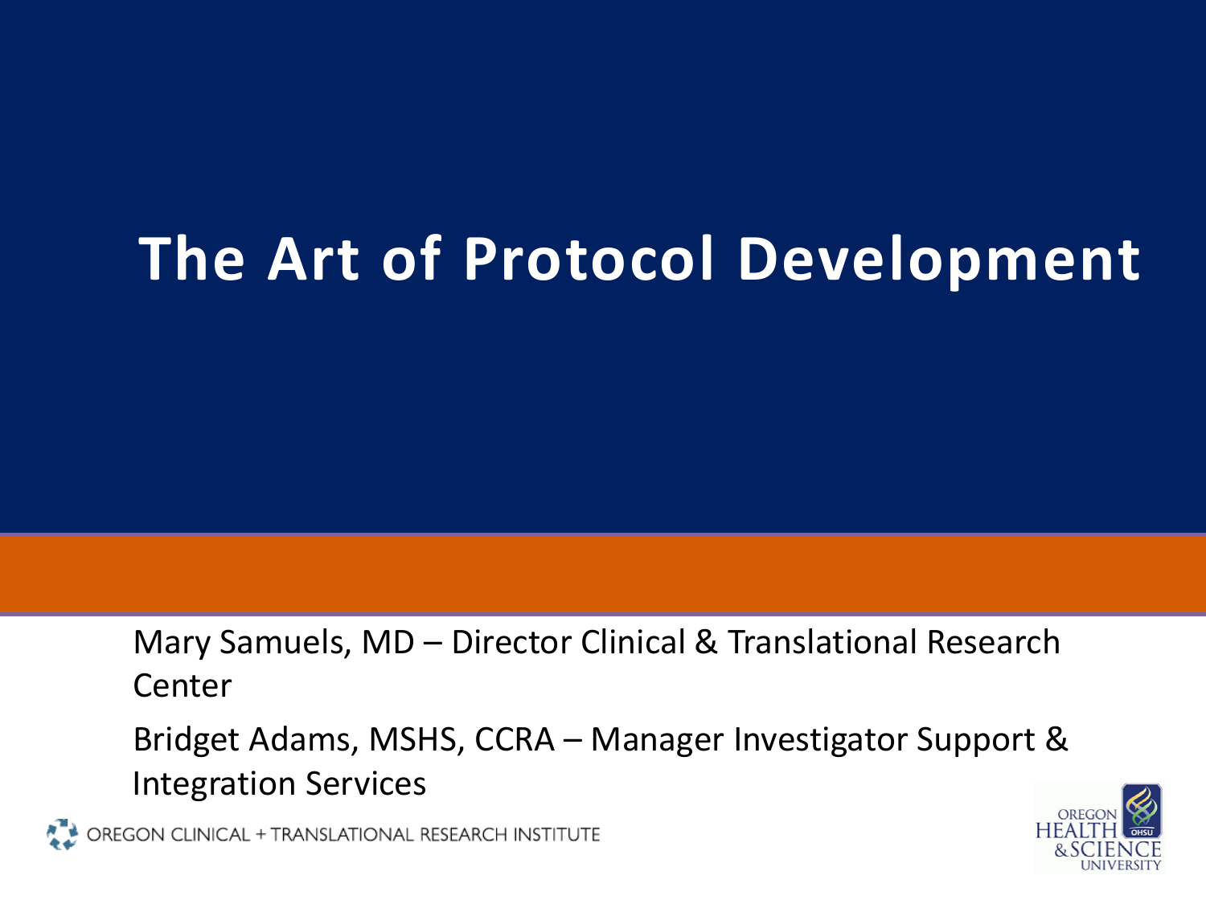# The Art of Protocol Development

Mary Samuels, MD – Director Clinical & Translational Research Center

Bridget Adams, MSHS, CCRA – Manager Investigator Support & Integration Services

OREGON CLINICAL + TRANSLATIONAL RESEARCH INSTITUTE

OREGON HEALTH & SCIENCE UNIVERSITY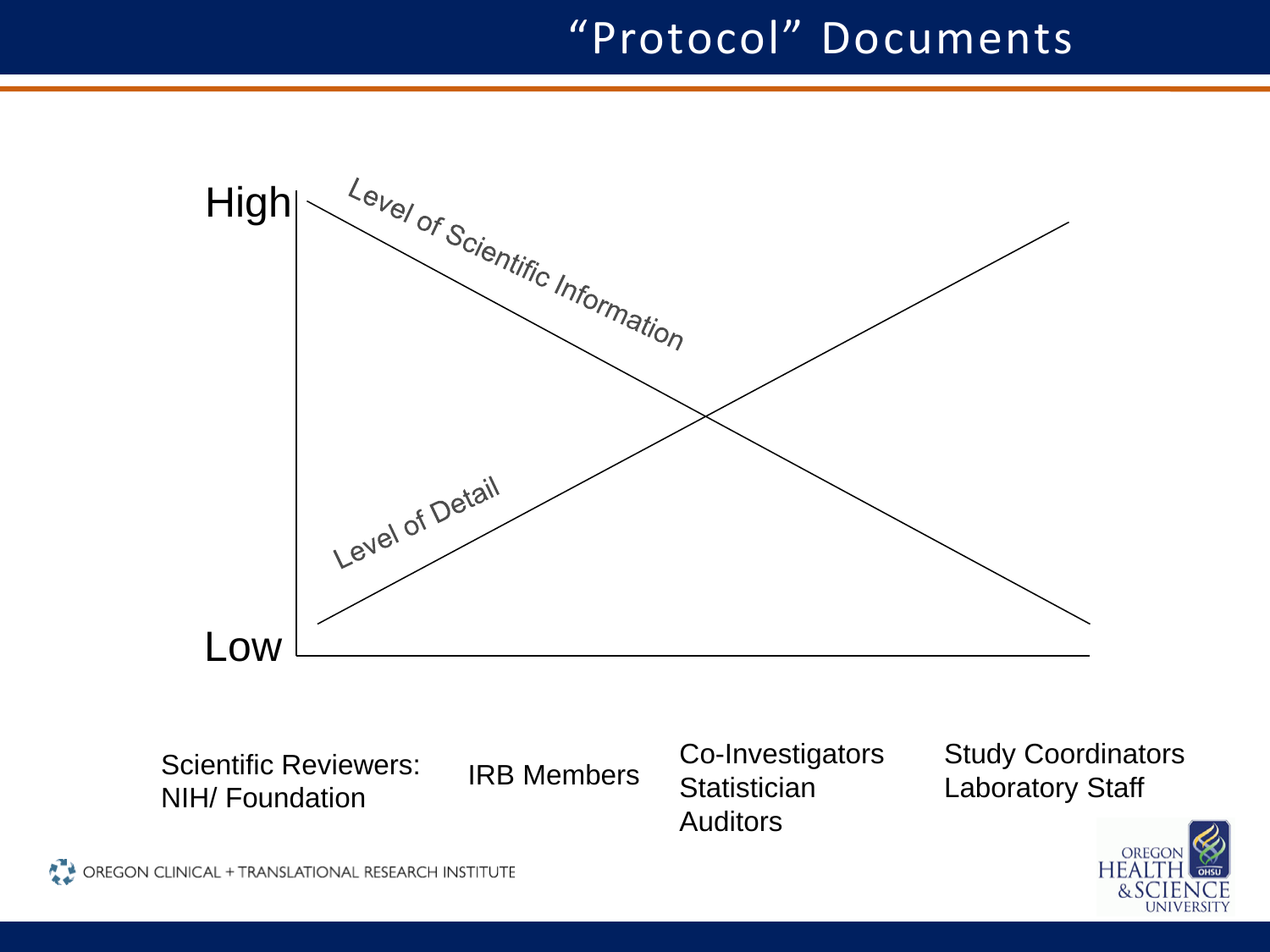# "Protocol" Documents

High

Low

Level of Scientific Information

Level of Detail

Scientific Reviewers: NIH/ Foundation

IRB Members

Co-Investigators
Statistician
Auditors

Study Coordinators
Laboratory Staff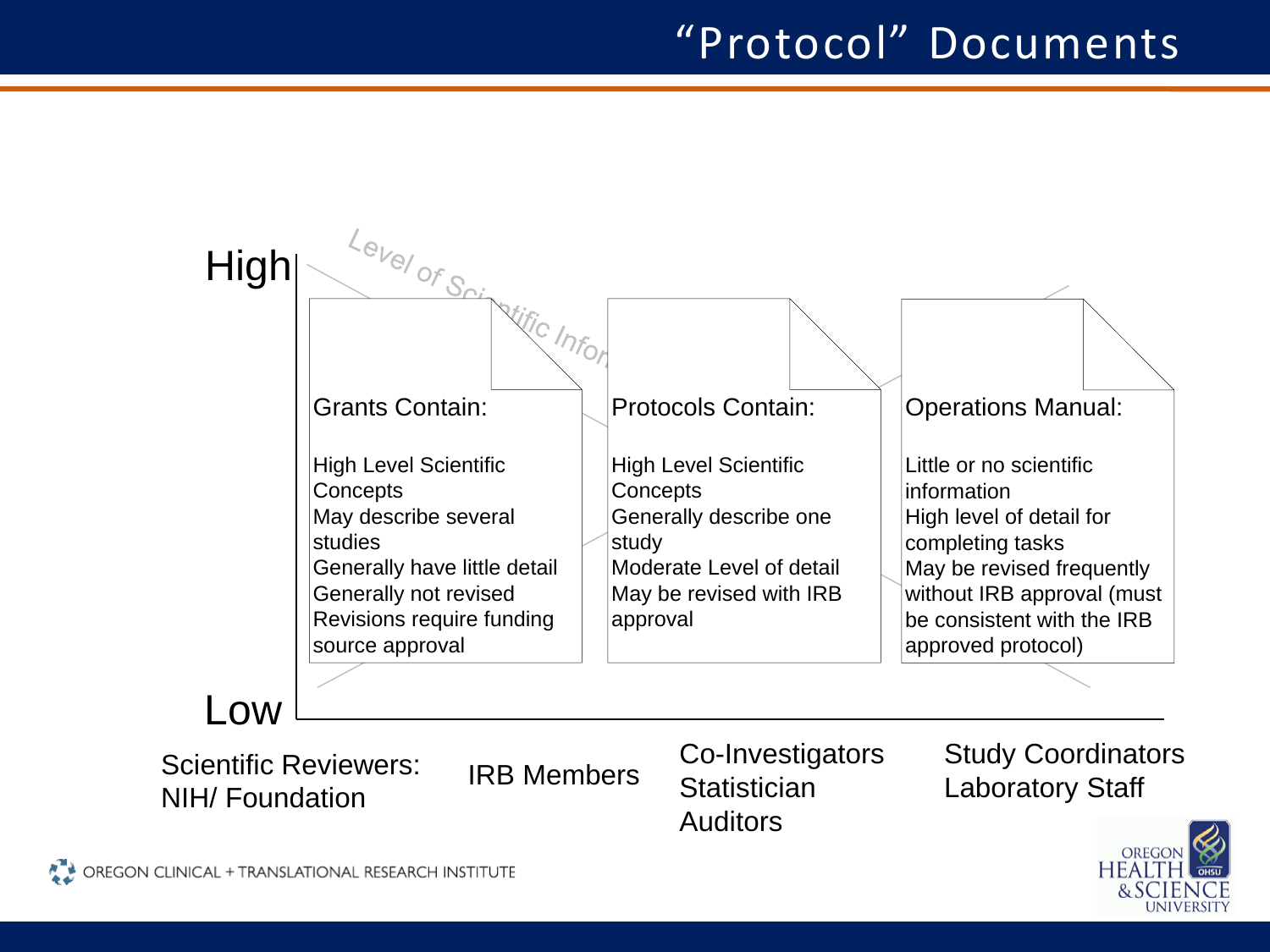# "Protocol" Documents

High

*Level of Scientific Infor...*

**Grants Contain:**

High Level Scientific Concepts
May describe several studies
Generally have little detail
Generally not revised
Revisions require funding source approval

**Protocols Contain:**

High Level Scientific Concepts
Generally describe one study
Moderate Level of detail
May be revised with IRB approval

**Operations Manual:**

Little or no scientific information
High level of detail for completing tasks
May be revised frequently without IRB approval (must be consistent with the IRB approved protocol)

Low

Scientific Reviewers: NIH/ Foundation

IRB Members

Co-Investigators
Statistician
Auditors

Study Coordinators
Laboratory Staff

OREGON CLINICAL + TRANSLATIONAL RESEARCH INSTITUTE

OREGON HEALTH & SCIENCE UNIVERSITY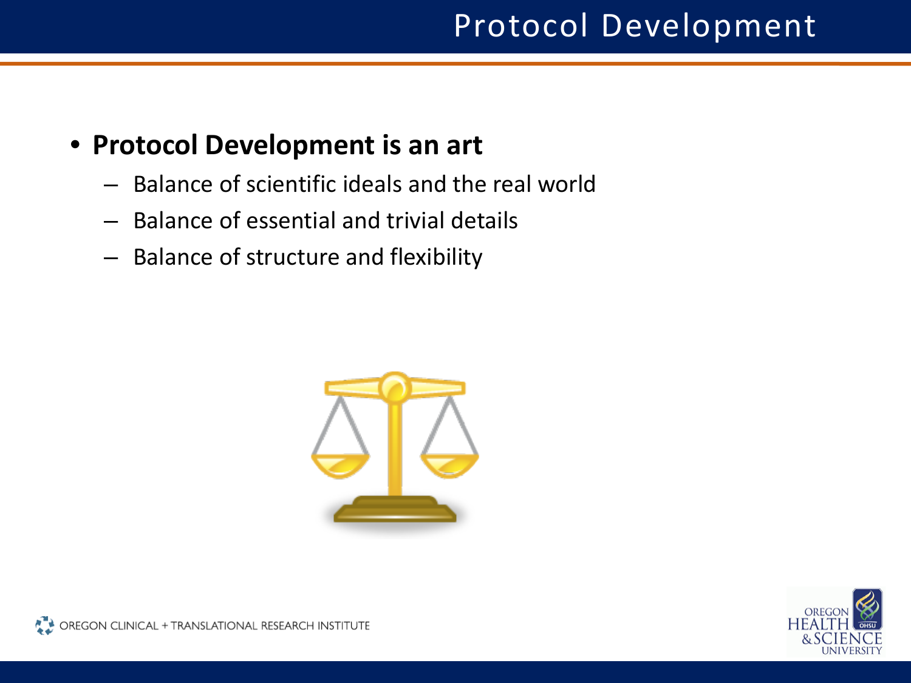# Protocol Development

- **Protocol Development is an art**
  - Balance of scientific ideals and the real world
  - Balance of essential and trivial details
  - Balance of structure and flexibility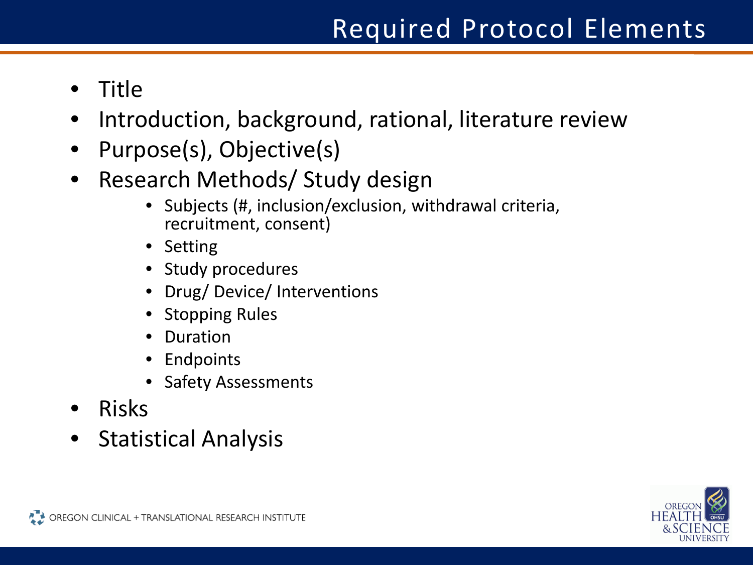# Required Protocol Elements

- Title
- Introduction, background, rational, literature review
- Purpose(s), Objective(s)
- Research Methods/ Study design
  - Subjects (#, inclusion/exclusion, withdrawal criteria, recruitment, consent)
  - Setting
  - Study procedures
  - Drug/ Device/ Interventions
  - Stopping Rules
  - Duration
  - Endpoints
  - Safety Assessments
- Risks
- Statistical Analysis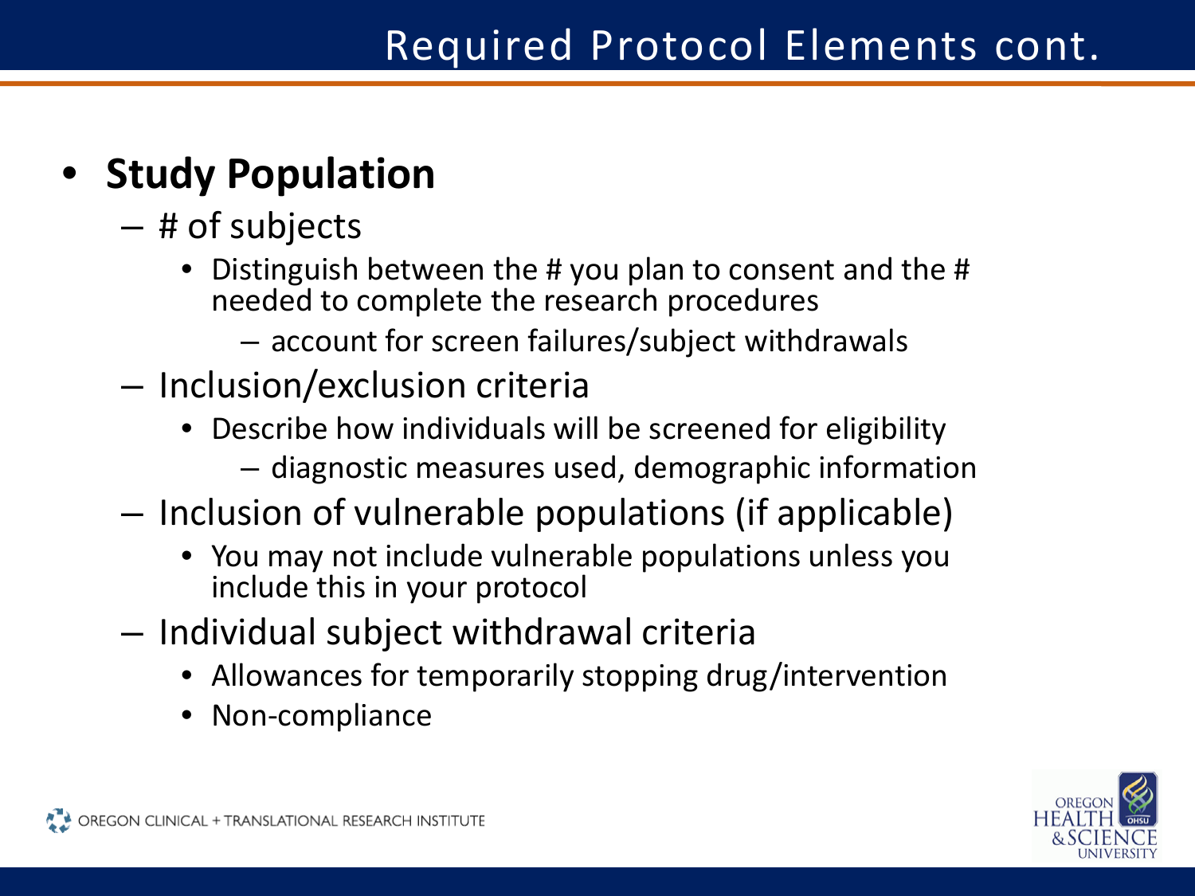# Required Protocol Elements cont.

- **Study Population**
  - # of subjects
    - Distinguish between the # you plan to consent and the # needed to complete the research procedures
      - account for screen failures/subject withdrawals
  - Inclusion/exclusion criteria
    - Describe how individuals will be screened for eligibility
      - diagnostic measures used, demographic information
  - Inclusion of vulnerable populations (if applicable)
    - You may not include vulnerable populations unless you include this in your protocol
  - Individual subject withdrawal criteria
    - Allowances for temporarily stopping drug/intervention
    - Non-compliance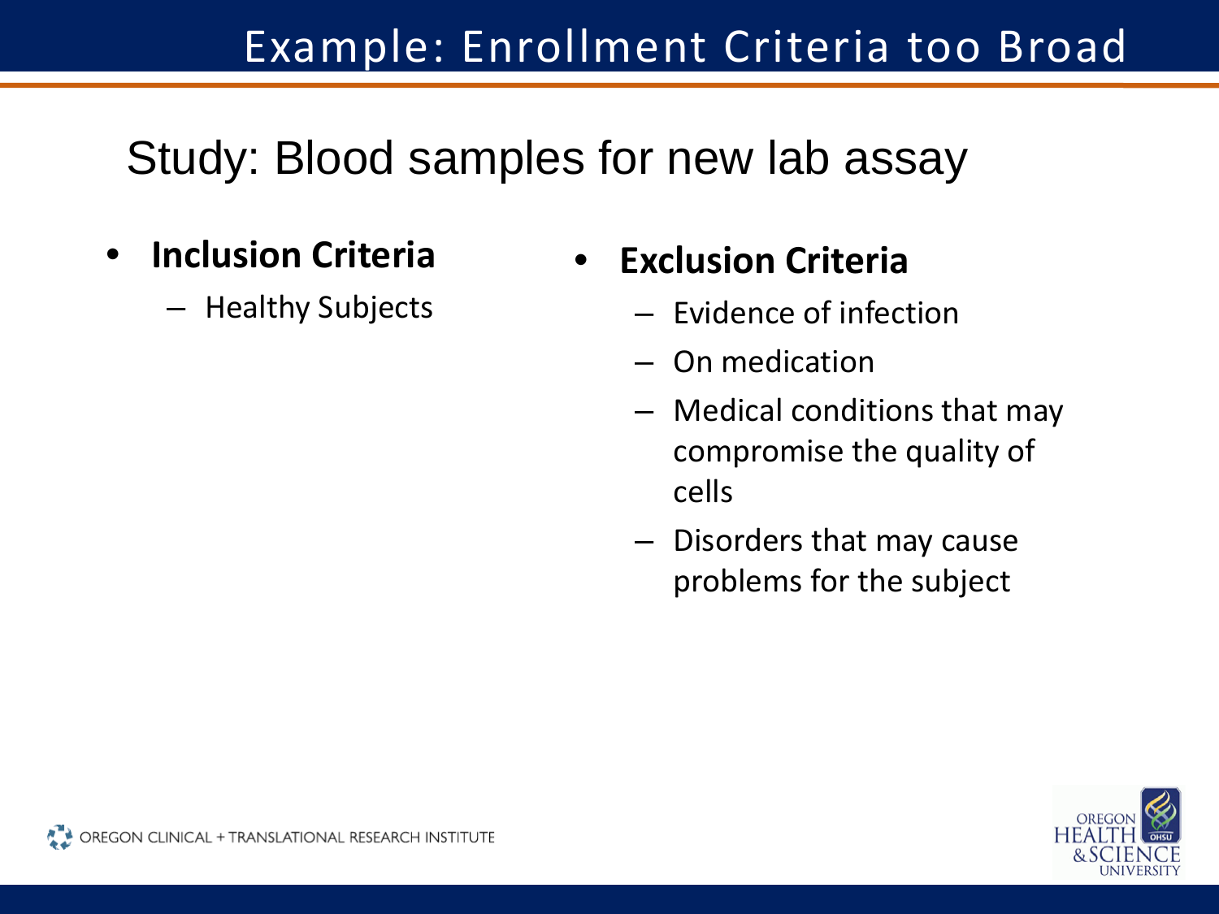# Example: Enrollment Criteria too Broad

## Study: Blood samples for new lab assay

- **Inclusion Criteria**
  - Healthy Subjects
- **Exclusion Criteria**
  - Evidence of infection
  - On medication
  - Medical conditions that may compromise the quality of cells
  - Disorders that may cause problems for the subject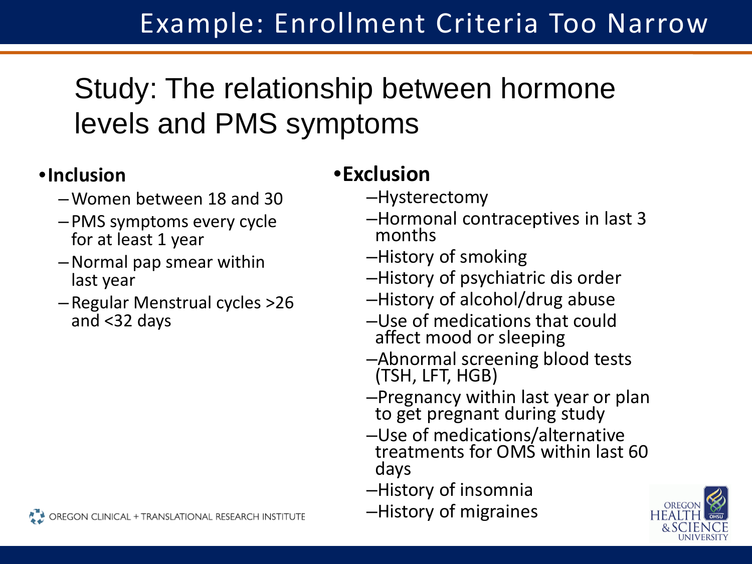# Example: Enrollment Criteria Too Narrow

## Study: The relationship between hormone levels and PMS symptoms

- **Inclusion**
  - Women between 18 and 30
  - PMS symptoms every cycle for at least 1 year
  - Normal pap smear within last year
  - Regular Menstrual cycles >26 and <32 days

- **Exclusion**
  - Hysterectomy
  - Hormonal contraceptives in last 3 months
  - History of smoking
  - History of psychiatric dis order
  - History of alcohol/drug abuse
  - Use of medications that could affect mood or sleeping
  - Abnormal screening blood tests (TSH, LFT, HGB)
  - Pregnancy within last year or plan to get pregnant during study
  - Use of medications/alternative treatments for OMS within last 60 days
  - History of insomnia
  - History of migraines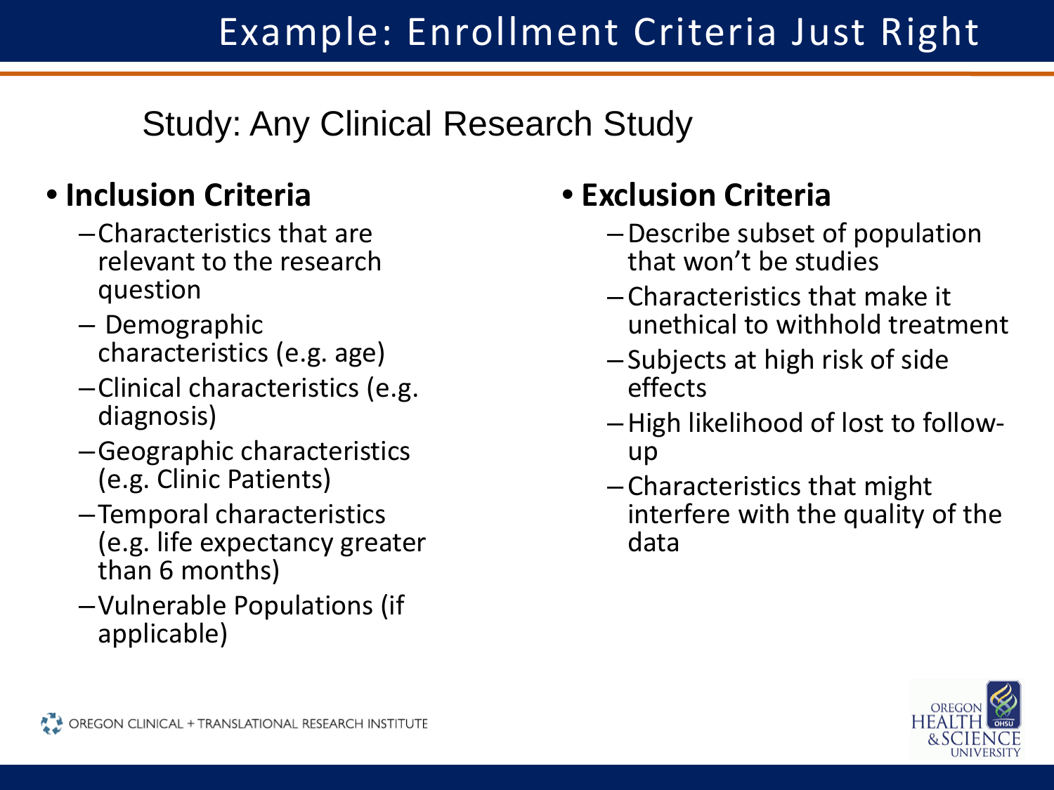# Example: Enrollment Criteria Just Right

Study: Any Clinical Research Study

- **Inclusion Criteria**
  - Characteristics that are relevant to the research question
  - Demographic characteristics (e.g. age)
  - Clinical characteristics (e.g. diagnosis)
  - Geographic characteristics (e.g. Clinic Patients)
  - Temporal characteristics (e.g. life expectancy greater than 6 months)
  - Vulnerable Populations (if applicable)

- **Exclusion Criteria**
  - Describe subset of population that won't be studies
  - Characteristics that make it unethical to withhold treatment
  - Subjects at high risk of side effects
  - High likelihood of lost to follow-up
  - Characteristics that might interfere with the quality of the data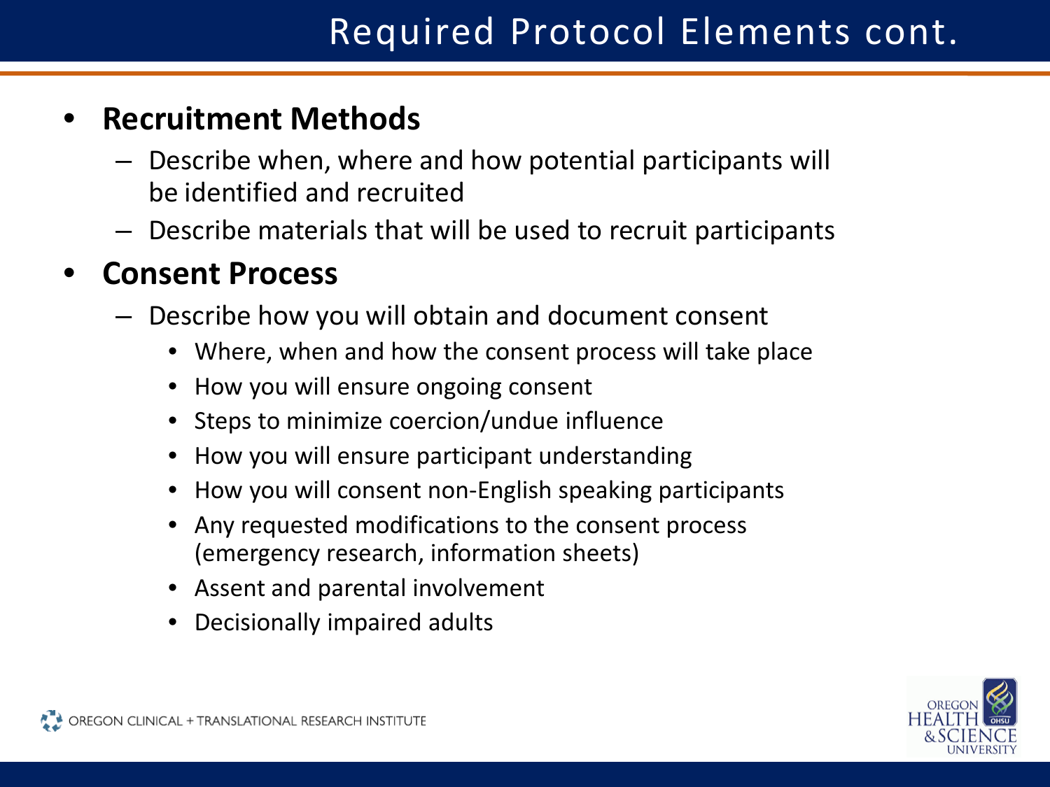# Required Protocol Elements cont.

- **Recruitment Methods**
  - Describe when, where and how potential participants will be identified and recruited
  - Describe materials that will be used to recruit participants
- **Consent Process**
  - Describe how you will obtain and document consent
    - Where, when and how the consent process will take place
    - How you will ensure ongoing consent
    - Steps to minimize coercion/undue influence
    - How you will ensure participant understanding
    - How you will consent non-English speaking participants
    - Any requested modifications to the consent process (emergency research, information sheets)
    - Assent and parental involvement
    - Decisionally impaired adults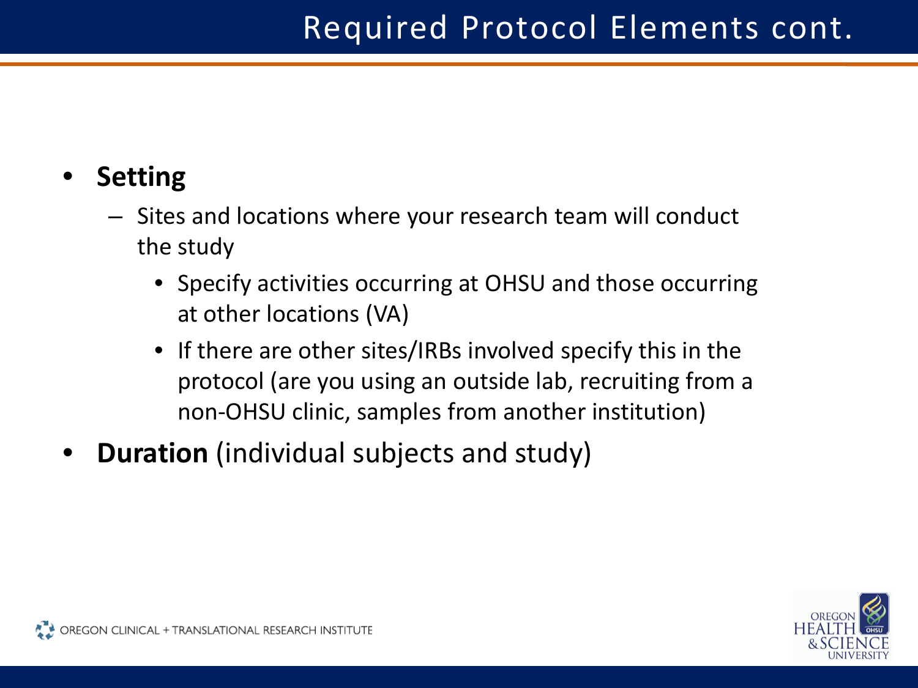# Required Protocol Elements cont.

- **Setting**
  - Sites and locations where your research team will conduct the study
    - Specify activities occurring at OHSU and those occurring at other locations (VA)
    - If there are other sites/IRBs involved specify this in the protocol (are you using an outside lab, recruiting from a non-OHSU clinic, samples from another institution)
- **Duration** (individual subjects and study)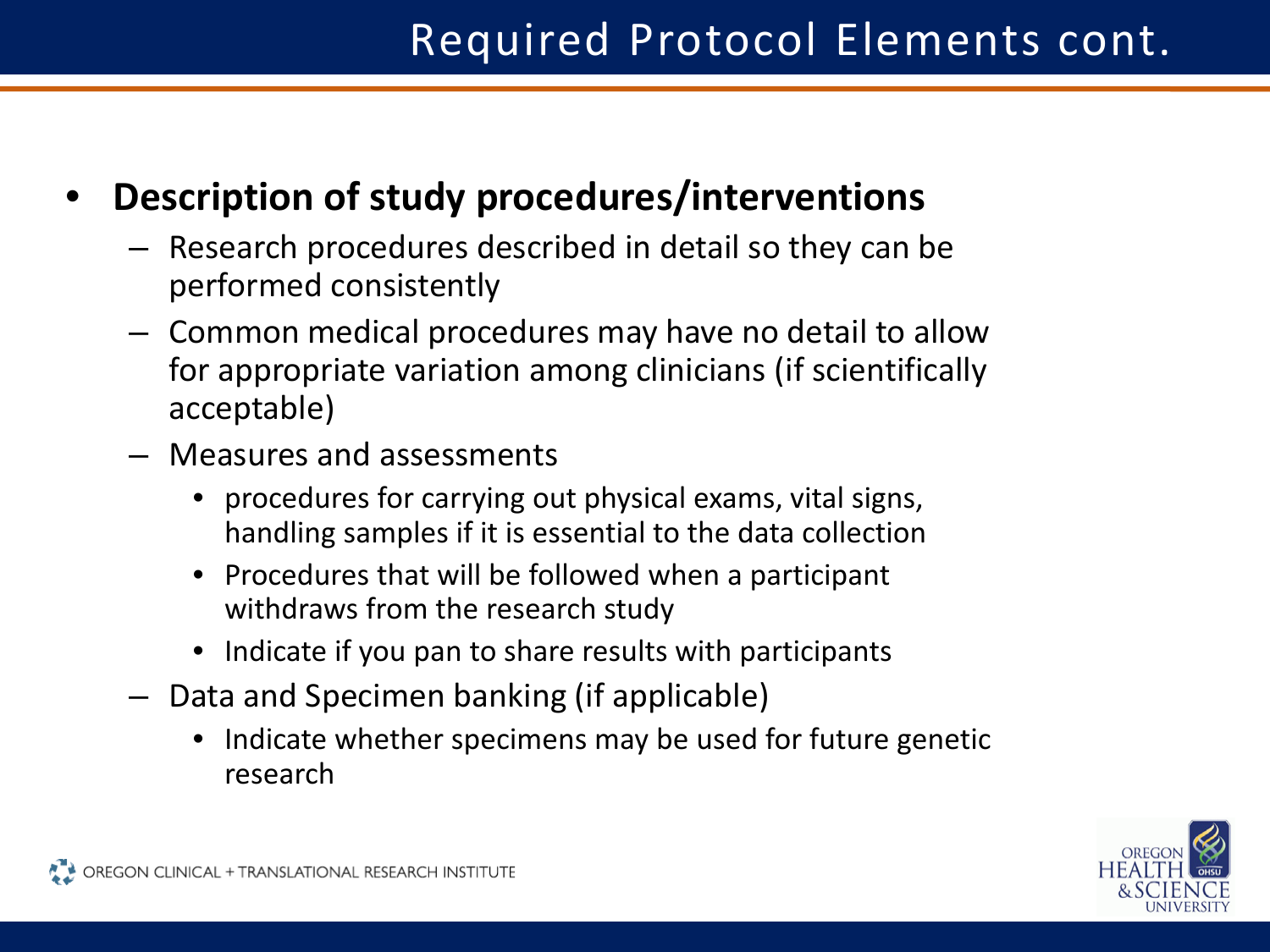# Required Protocol Elements cont.

- **Description of study procedures/interventions**
  - Research procedures described in detail so they can be performed consistently
  - Common medical procedures may have no detail to allow for appropriate variation among clinicians (if scientifically acceptable)
  - Measures and assessments
    - procedures for carrying out physical exams, vital signs, handling samples if it is essential to the data collection
    - Procedures that will be followed when a participant withdraws from the research study
    - Indicate if you pan to share results with participants
  - Data and Specimen banking (if applicable)
    - Indicate whether specimens may be used for future genetic research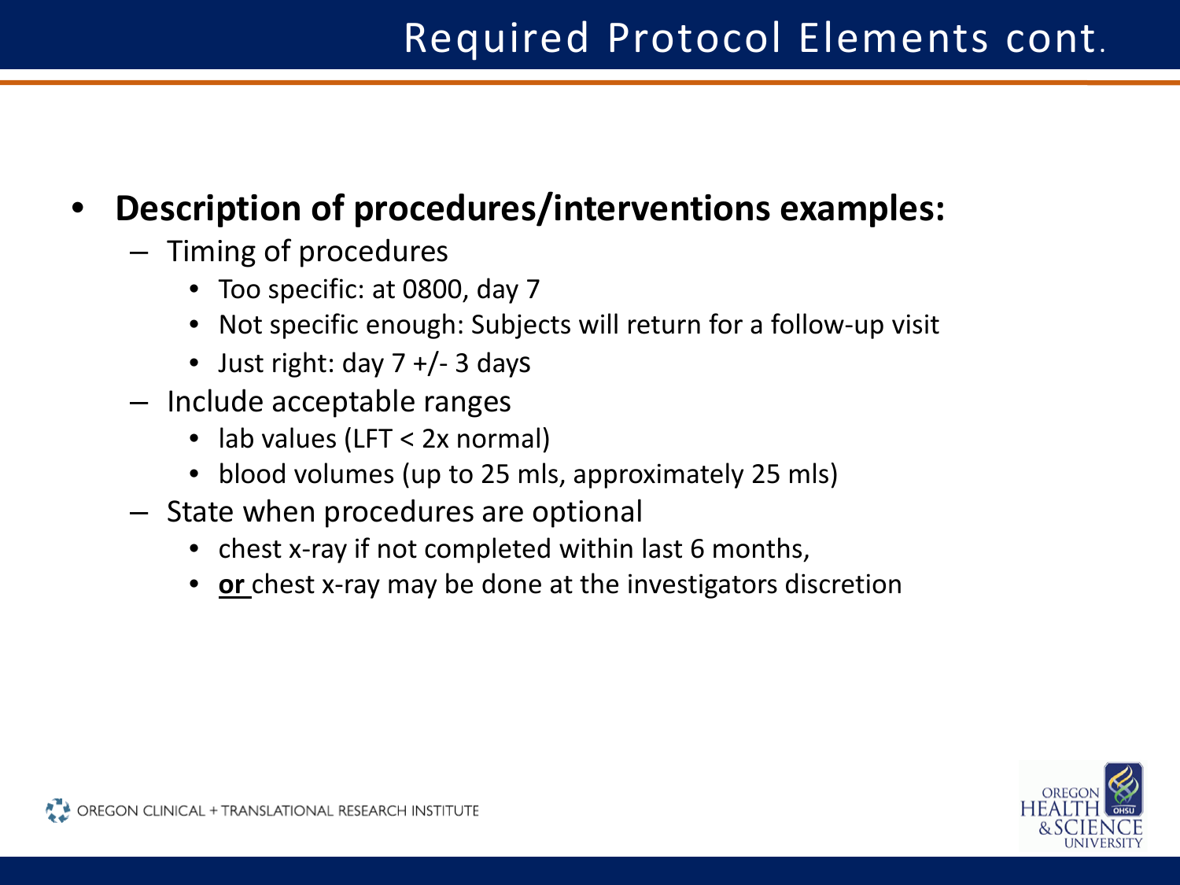# Required Protocol Elements cont.

- **Description of procedures/interventions examples:**
  - Timing of procedures
    - Too specific: at 0800, day 7
    - Not specific enough: Subjects will return for a follow-up visit
    - Just right: day 7 +/- 3 days
  - Include acceptable ranges
    - lab values (LFT < 2x normal)
    - blood volumes (up to 25 mls, approximately 25 mls)
  - State when procedures are optional
    - chest x-ray if not completed within last 6 months,
    - **<u>or</u>** chest x-ray may be done at the investigators discretion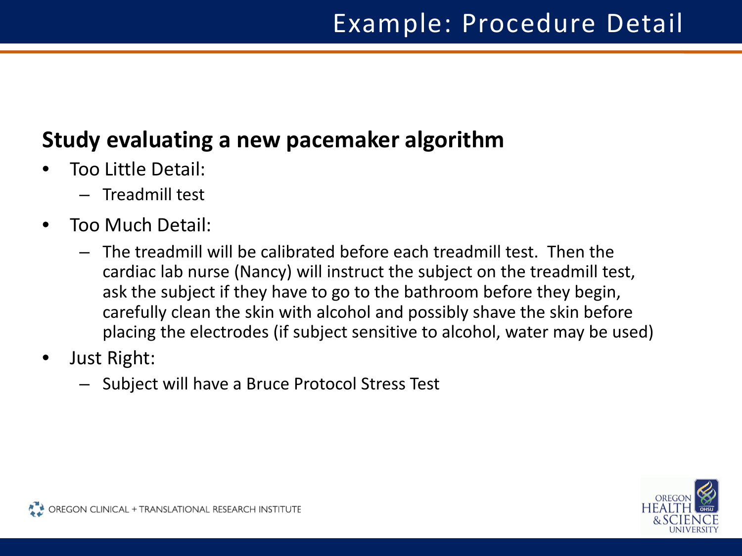# Example: Procedure Detail

**Study evaluating a new pacemaker algorithm**

- Too Little Detail:
  - Treadmill test
- Too Much Detail:
  - The treadmill will be calibrated before each treadmill test. Then the cardiac lab nurse (Nancy) will instruct the subject on the treadmill test, ask the subject if they have to go to the bathroom before they begin, carefully clean the skin with alcohol and possibly shave the skin before placing the electrodes (if subject sensitive to alcohol, water may be used)
- Just Right:
  - Subject will have a Bruce Protocol Stress Test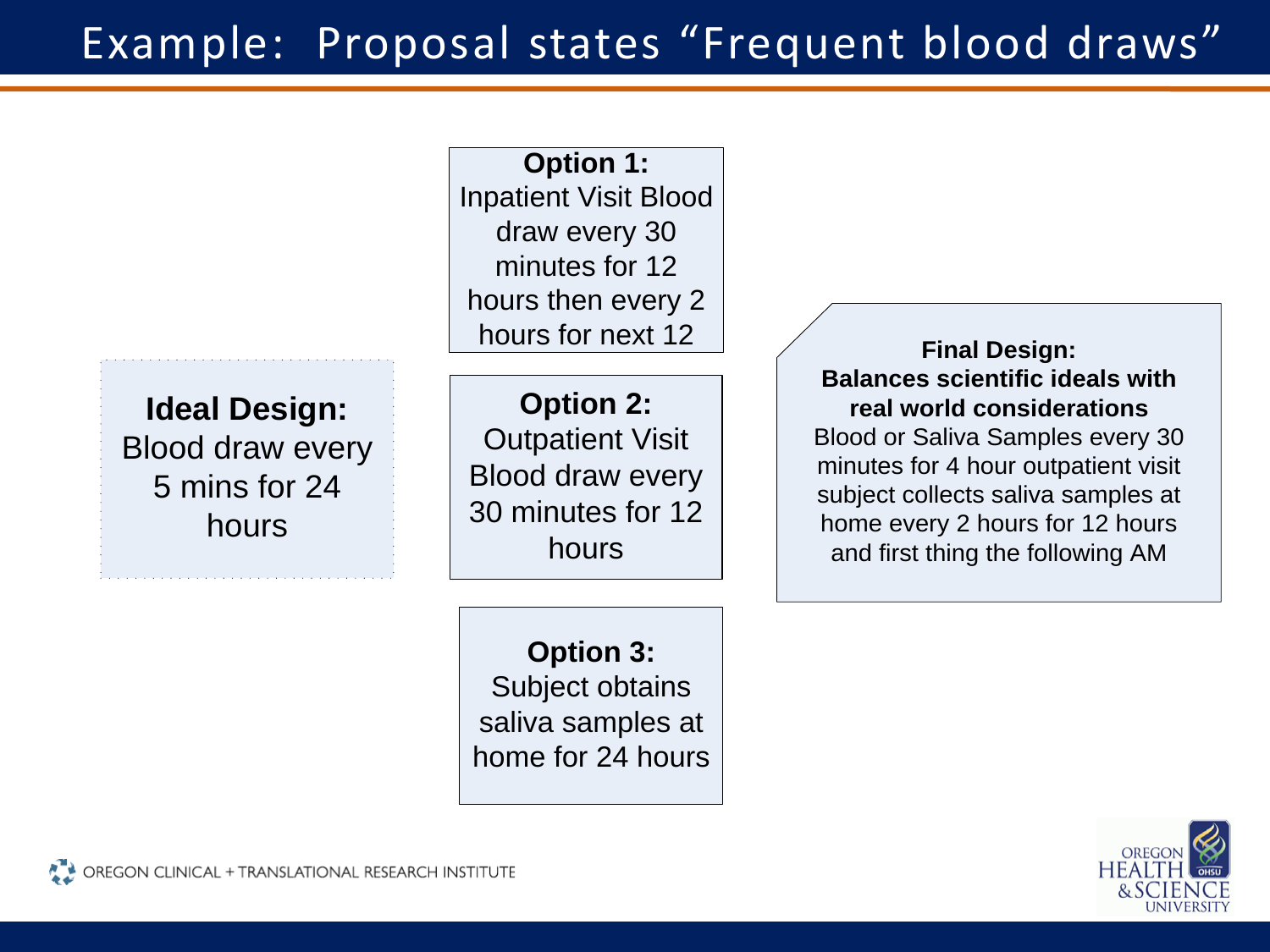# Example: Proposal states "Frequent blood draws"

**Ideal Design:**
Blood draw every 5 mins for 24 hours

**Option 1:**
Inpatient Visit Blood draw every 30 minutes for 12 hours then every 2 hours for next 12

**Option 2:**
Outpatient Visit Blood draw every 30 minutes for 12 hours

**Option 3:**
Subject obtains saliva samples at home for 24 hours

**Final Design:**
**Balances scientific ideals with real world considerations**
Blood or Saliva Samples every 30 minutes for 4 hour outpatient visit subject collects saliva samples at home every 2 hours for 12 hours and first thing the following AM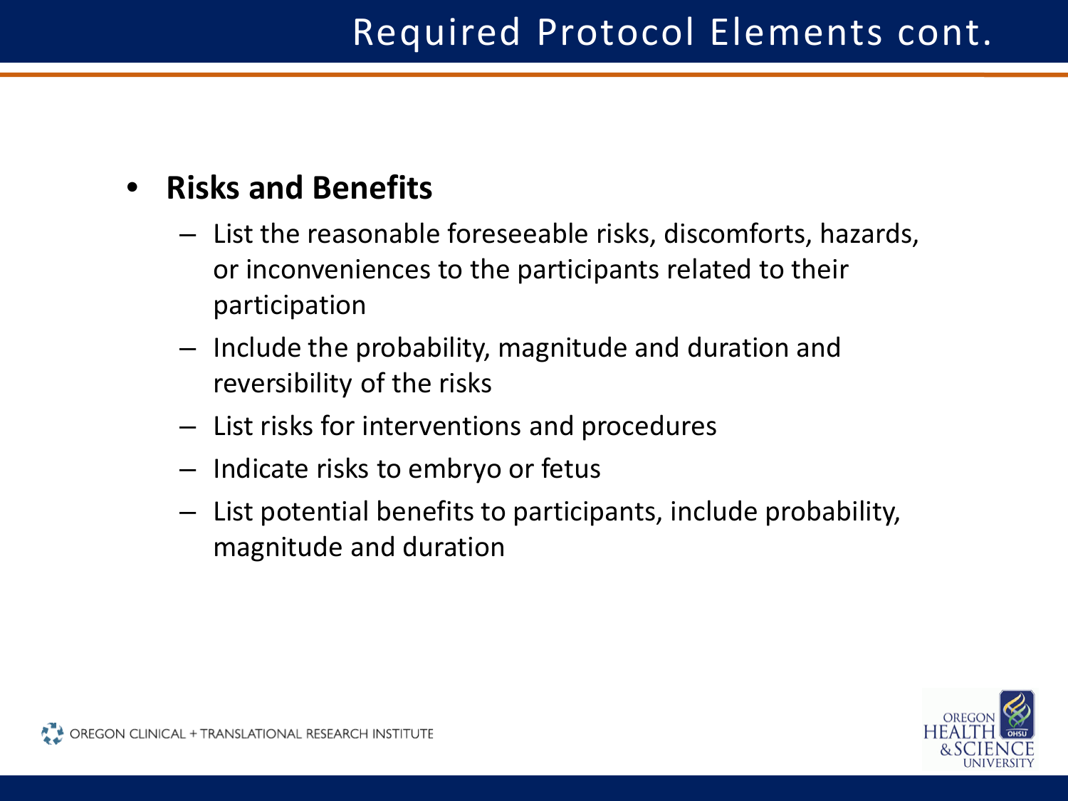# Required Protocol Elements cont.

- **Risks and Benefits**
  - List the reasonable foreseeable risks, discomforts, hazards, or inconveniences to the participants related to their participation
  - Include the probability, magnitude and duration and reversibility of the risks
  - List risks for interventions and procedures
  - Indicate risks to embryo or fetus
  - List potential benefits to participants, include probability, magnitude and duration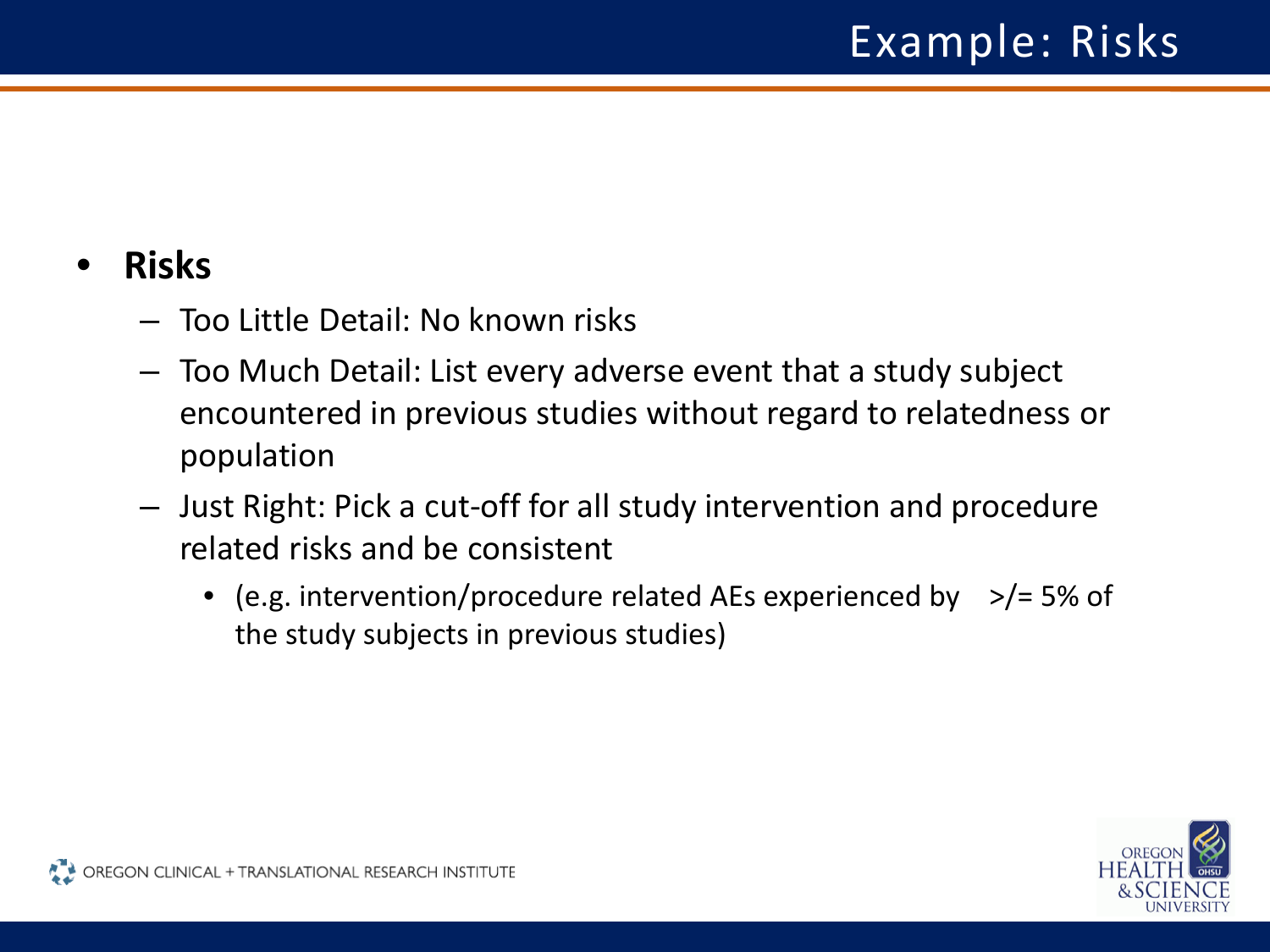# Example: Risks

- **Risks**
  - Too Little Detail: No known risks
  - Too Much Detail: List every adverse event that a study subject encountered in previous studies without regard to relatedness or population
  - Just Right: Pick a cut-off for all study intervention and procedure related risks and be consistent
    - (e.g. intervention/procedure related AEs experienced by >/= 5% of the study subjects in previous studies)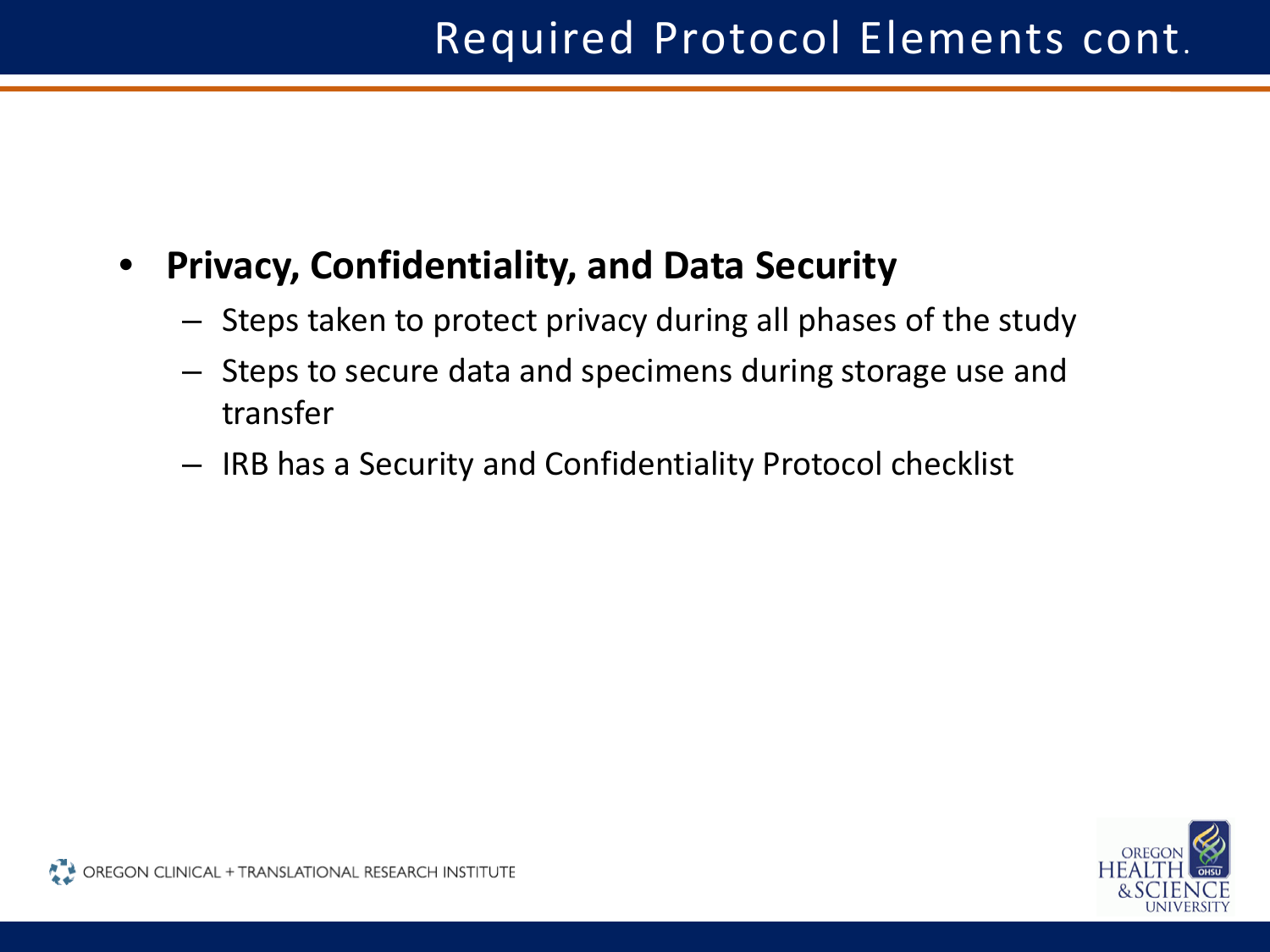# Required Protocol Elements cont.

- **Privacy, Confidentiality, and Data Security**
  - Steps taken to protect privacy during all phases of the study
  - Steps to secure data and specimens during storage use and transfer
  - IRB has a Security and Confidentiality Protocol checklist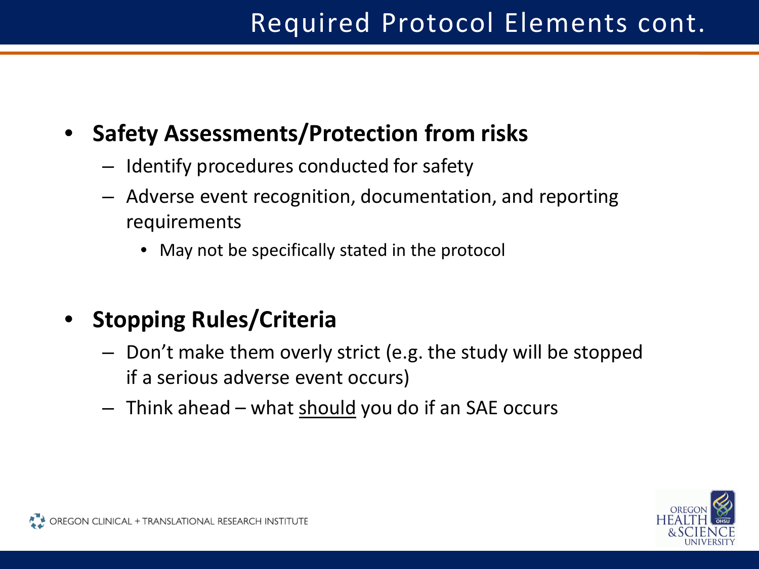# Required Protocol Elements cont.

- **Safety Assessments/Protection from risks**
  - Identify procedures conducted for safety
  - Adverse event recognition, documentation, and reporting requirements
    - May not be specifically stated in the protocol

- **Stopping Rules/Criteria**
  - Don't make them overly strict (e.g. the study will be stopped if a serious adverse event occurs)
  - Think ahead – what <u>should</u> you do if an SAE occurs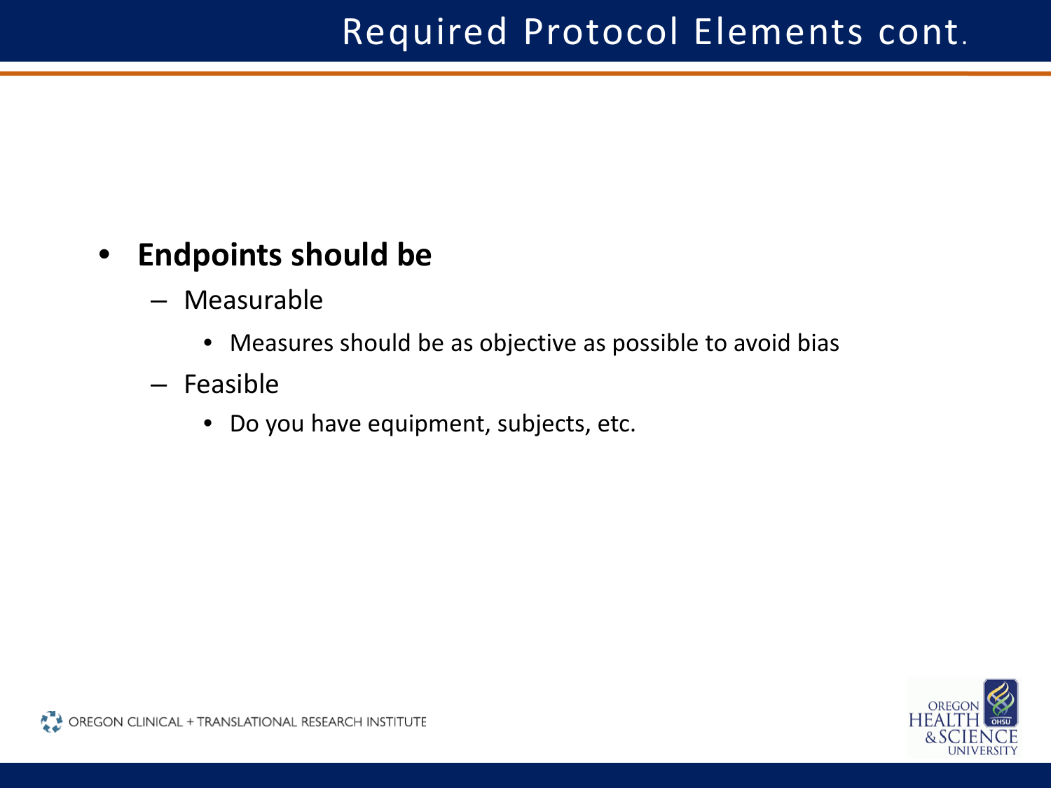# Required Protocol Elements cont.

- **Endpoints should be**
  - Measurable
    - Measures should be as objective as possible to avoid bias
  - Feasible
    - Do you have equipment, subjects, etc.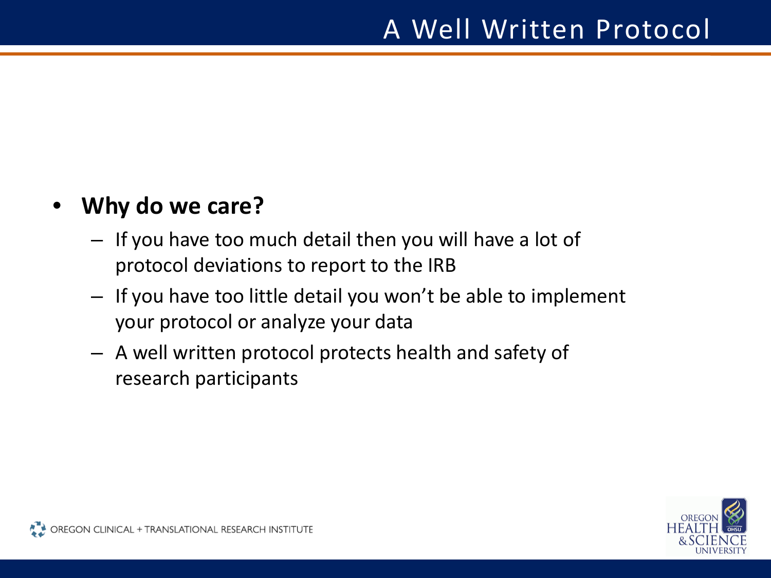# A Well Written Protocol

- **Why do we care?**
  - If you have too much detail then you will have a lot of protocol deviations to report to the IRB
  - If you have too little detail you won't be able to implement your protocol or analyze your data
  - A well written protocol protects health and safety of research participants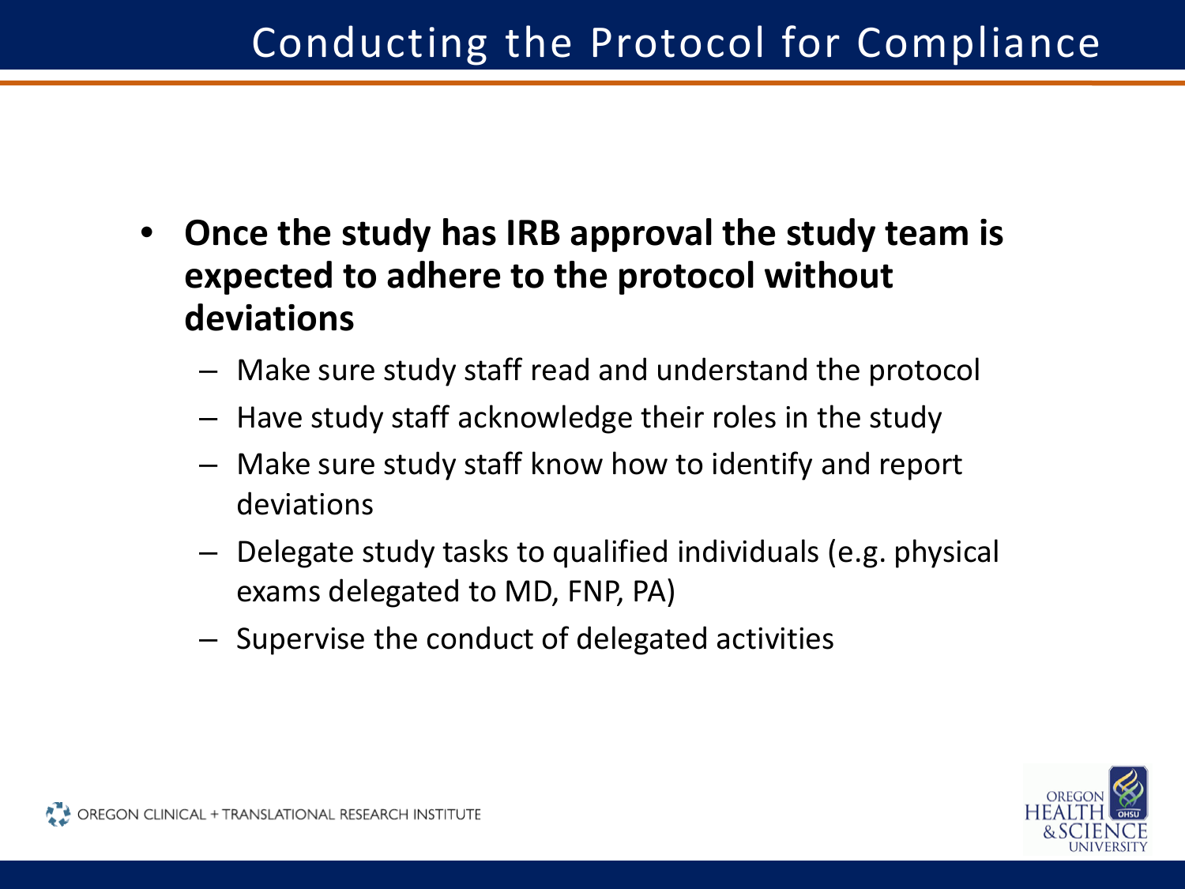# Conducting the Protocol for Compliance

- **Once the study has IRB approval the study team is expected to adhere to the protocol without deviations**
  - Make sure study staff read and understand the protocol
  - Have study staff acknowledge their roles in the study
  - Make sure study staff know how to identify and report deviations
  - Delegate study tasks to qualified individuals (e.g. physical exams delegated to MD, FNP, PA)
  - Supervise the conduct of delegated activities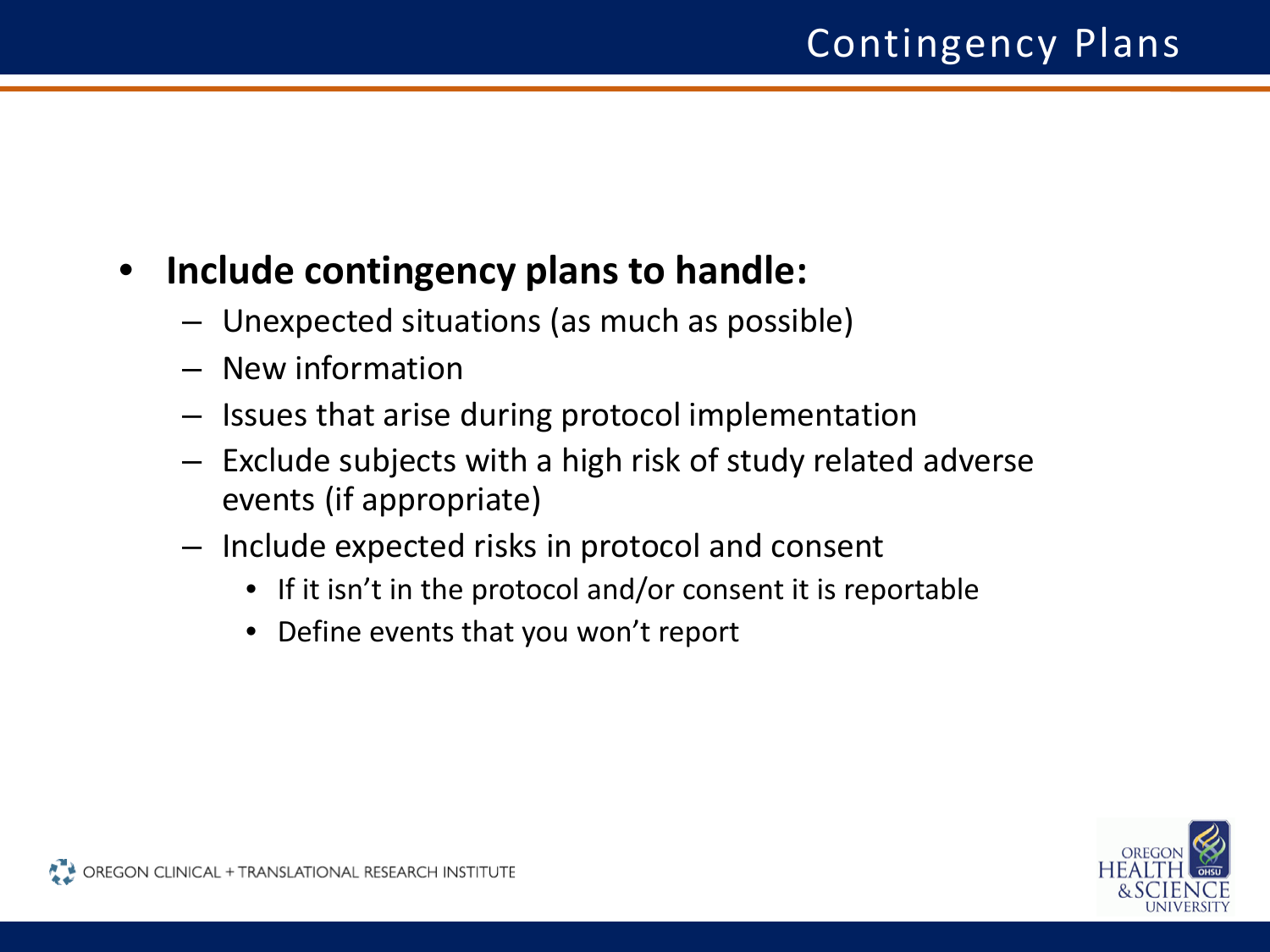# Contingency Plans

- **Include contingency plans to handle:**
  - Unexpected situations (as much as possible)
  - New information
  - Issues that arise during protocol implementation
  - Exclude subjects with a high risk of study related adverse events (if appropriate)
  - Include expected risks in protocol and consent
    - If it isn't in the protocol and/or consent it is reportable
    - Define events that you won't report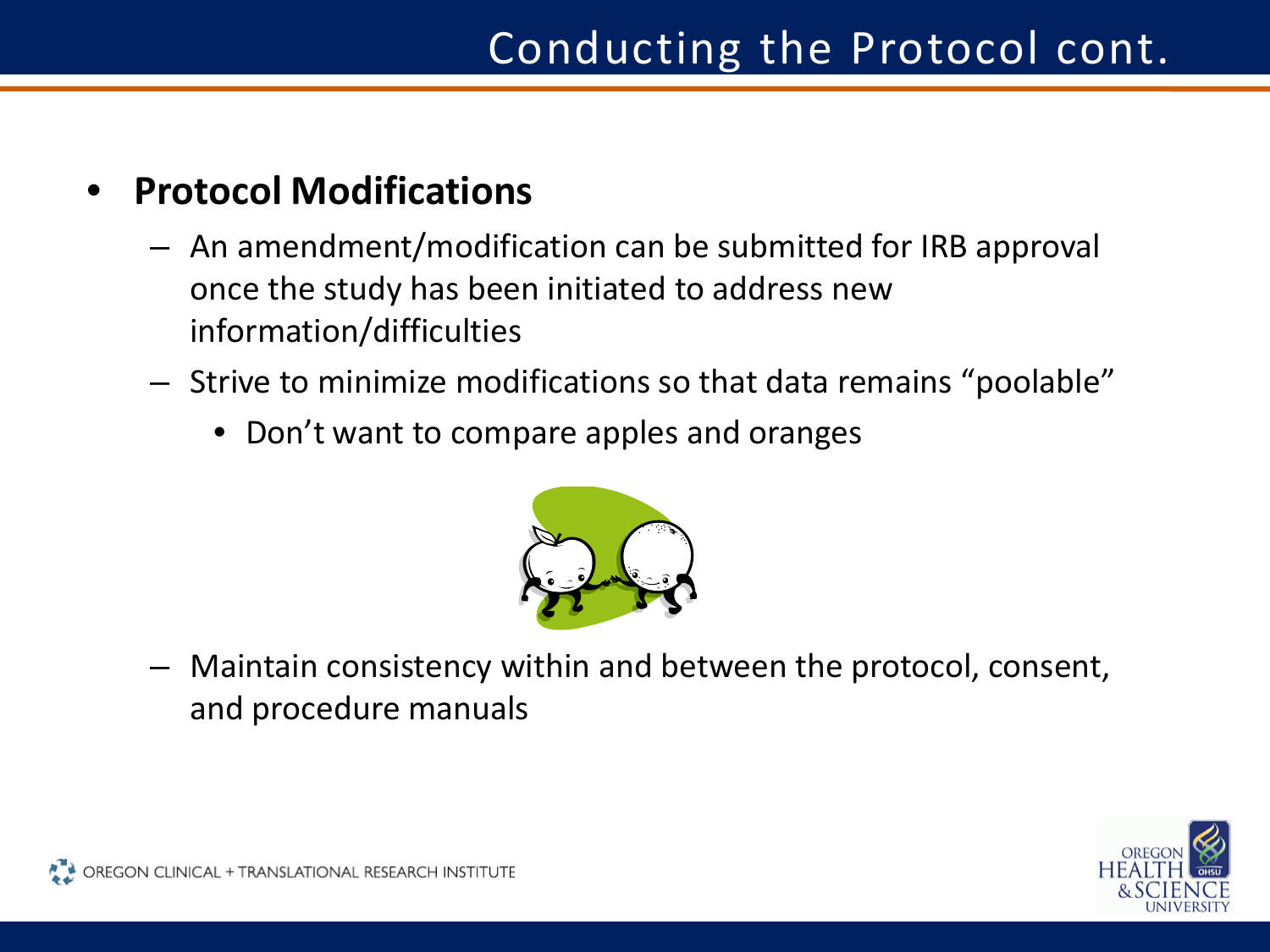# Conducting the Protocol cont.

- **Protocol Modifications**
  - An amendment/modification can be submitted for IRB approval once the study has been initiated to address new information/difficulties
  - Strive to minimize modifications so that data remains "poolable"
    - Don't want to compare apples and oranges
  - Maintain consistency within and between the protocol, consent, and procedure manuals